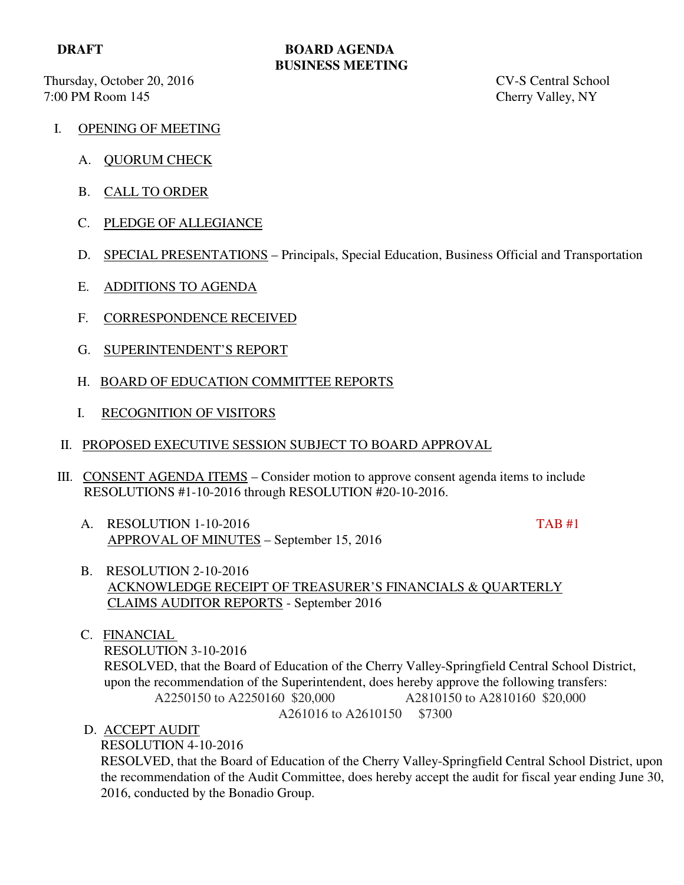**DRAFT**

# BOARD AGENDA
## BUSINESS MEETING

Thursday, October 20, 2016 — CV-S Central School
7:00 PM Room 145 — Cherry Valley, NY

I. OPENING OF MEETING

   A. QUORUM CHECK

   B. CALL TO ORDER

   C. PLEDGE OF ALLEGIANCE

   D. SPECIAL PRESENTATIONS – Principals, Special Education, Business Official and Transportation

   E. ADDITIONS TO AGENDA

   F. CORRESPONDENCE RECEIVED

   G. SUPERINTENDENT'S REPORT

   H. BOARD OF EDUCATION COMMITTEE REPORTS

   I. RECOGNITION OF VISITORS

II. PROPOSED EXECUTIVE SESSION SUBJECT TO BOARD APPROVAL

III. CONSENT AGENDA ITEMS – Consider motion to approve consent agenda items to include RESOLUTIONS #1-10-2016 through RESOLUTION #20-10-2016.

   A. RESOLUTION 1-10-2016 — TAB #1
   APPROVAL OF MINUTES – September 15, 2016

   B. RESOLUTION 2-10-2016
   ACKNOWLEDGE RECEIPT OF TREASURER'S FINANCIALS & QUARTERLY CLAIMS AUDITOR REPORTS - September 2016

   C. FINANCIAL
   RESOLUTION 3-10-2016
   RESOLVED, that the Board of Education of the Cherry Valley-Springfield Central School District, upon the recommendation of the Superintendent, does hereby approve the following transfers:
   A2250150 to A2250160 $20,000    A2810150 to A2810160 $20,000
   A261016 to A2610150 $7300

   D. ACCEPT AUDIT
   RESOLUTION 4-10-2016
   RESOLVED, that the Board of Education of the Cherry Valley-Springfield Central School District, upon the recommendation of the Audit Committee, does hereby accept the audit for fiscal year ending June 30, 2016, conducted by the Bonadio Group.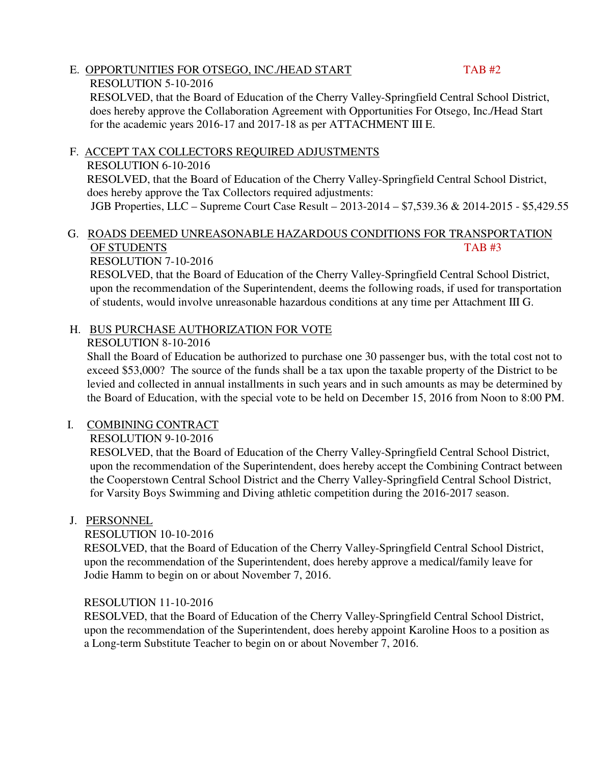E. <u>OPPORTUNITIES FOR OTSEGO, INC./HEAD START</u> TAB #2

RESOLUTION 5-10-2016

RESOLVED, that the Board of Education of the Cherry Valley-Springfield Central School District, does hereby approve the Collaboration Agreement with Opportunities For Otsego, Inc./Head Start for the academic years 2016-17 and 2017-18 as per ATTACHMENT III E.

F. <u>ACCEPT TAX COLLECTORS REQUIRED ADJUSTMENTS</u>

RESOLUTION 6-10-2016

RESOLVED, that the Board of Education of the Cherry Valley-Springfield Central School District, does hereby approve the Tax Collectors required adjustments:

JGB Properties, LLC – Supreme Court Case Result – 2013-2014 – $7,539.36 & 2014-2015 - $5,429.55

G. <u>ROADS DEEMED UNREASONABLE HAZARDOUS CONDITIONS FOR TRANSPORTATION OF STUDENTS</u> TAB #3

RESOLUTION 7-10-2016

RESOLVED, that the Board of Education of the Cherry Valley-Springfield Central School District, upon the recommendation of the Superintendent, deems the following roads, if used for transportation of students, would involve unreasonable hazardous conditions at any time per Attachment III G.

H. <u>BUS PURCHASE AUTHORIZATION FOR VOTE</u>

RESOLUTION 8-10-2016

Shall the Board of Education be authorized to purchase one 30 passenger bus, with the total cost not to exceed $53,000? The source of the funds shall be a tax upon the taxable property of the District to be levied and collected in annual installments in such years and in such amounts as may be determined by the Board of Education, with the special vote to be held on December 15, 2016 from Noon to 8:00 PM.

I. <u>COMBINING CONTRACT</u>

RESOLUTION 9-10-2016

RESOLVED, that the Board of Education of the Cherry Valley-Springfield Central School District, upon the recommendation of the Superintendent, does hereby accept the Combining Contract between the Cooperstown Central School District and the Cherry Valley-Springfield Central School District, for Varsity Boys Swimming and Diving athletic competition during the 2016-2017 season.

J. <u>PERSONNEL</u>

RESOLUTION 10-10-2016

RESOLVED, that the Board of Education of the Cherry Valley-Springfield Central School District, upon the recommendation of the Superintendent, does hereby approve a medical/family leave for Jodie Hamm to begin on or about November 7, 2016.

RESOLUTION 11-10-2016

RESOLVED, that the Board of Education of the Cherry Valley-Springfield Central School District, upon the recommendation of the Superintendent, does hereby appoint Karoline Hoos to a position as a Long-term Substitute Teacher to begin on or about November 7, 2016.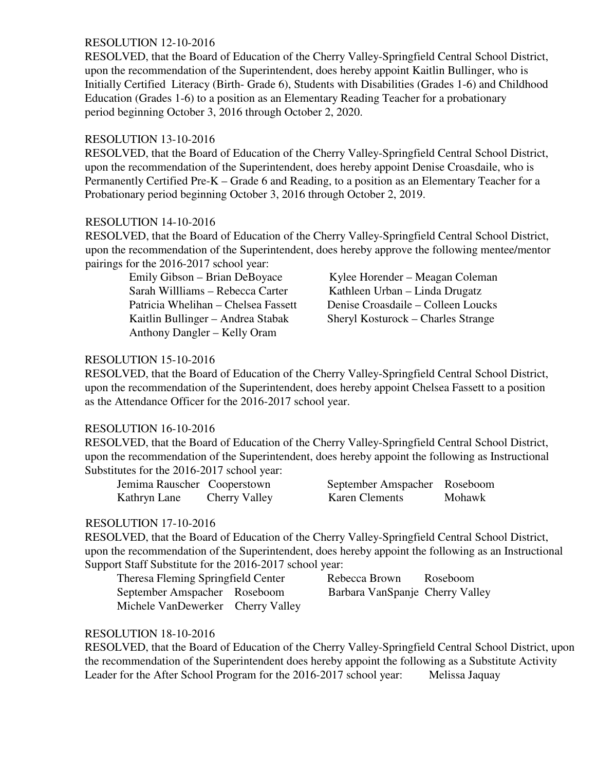RESOLUTION 12-10-2016

RESOLVED, that the Board of Education of the Cherry Valley-Springfield Central School District, upon the recommendation of the Superintendent, does hereby appoint Kaitlin Bullinger, who is Initially Certified Literacy (Birth- Grade 6), Students with Disabilities (Grades 1-6) and Childhood Education (Grades 1-6) to a position as an Elementary Reading Teacher for a probationary period beginning October 3, 2016 through October 2, 2020.

RESOLUTION 13-10-2016

RESOLVED, that the Board of Education of the Cherry Valley-Springfield Central School District, upon the recommendation of the Superintendent, does hereby appoint Denise Croasdaile, who is Permanently Certified Pre-K – Grade 6 and Reading, to a position as an Elementary Teacher for a Probationary period beginning October 3, 2016 through October 2, 2019.

RESOLUTION 14-10-2016

RESOLVED, that the Board of Education of the Cherry Valley-Springfield Central School District, upon the recommendation of the Superintendent, does hereby approve the following mentee/mentor pairings for the 2016-2017 school year:

- Emily Gibson – Brian DeBoyace
- Sarah Willliams – Rebecca Carter
- Patricia Whelihan – Chelsea Fassett
- Kaitlin Bullinger – Andrea Stabak
- Anthony Dangler – Kelly Oram
- Kylee Horender – Meagan Coleman
- Kathleen Urban – Linda Drugatz
- Denise Croasdaile – Colleen Loucks
- Sheryl Kosturock – Charles Strange

RESOLUTION 15-10-2016

RESOLVED, that the Board of Education of the Cherry Valley-Springfield Central School District, upon the recommendation of the Superintendent, does hereby appoint Chelsea Fassett to a position as the Attendance Officer for the 2016-2017 school year.

RESOLUTION 16-10-2016

RESOLVED, that the Board of Education of the Cherry Valley-Springfield Central School District, upon the recommendation of the Superintendent, does hereby appoint the following as Instructional Substitutes for the 2016-2017 school year:

- Jemima Rauscher Cooperstown
- Kathryn Lane Cherry Valley
- September Amspacher Roseboom
- Karen Clements Mohawk

RESOLUTION 17-10-2016

RESOLVED, that the Board of Education of the Cherry Valley-Springfield Central School District, upon the recommendation of the Superintendent, does hereby appoint the following as an Instructional Support Staff Substitute for the 2016-2017 school year:

- Theresa Fleming Springfield Center
- September Amspacher Roseboom
- Michele VanDewerker Cherry Valley
- Rebecca Brown Roseboom
- Barbara VanSpanje Cherry Valley

RESOLUTION 18-10-2016

RESOLVED, that the Board of Education of the Cherry Valley-Springfield Central School District, upon the recommendation of the Superintendent does hereby appoint the following as a Substitute Activity Leader for the After School Program for the 2016-2017 school year: Melissa Jaquay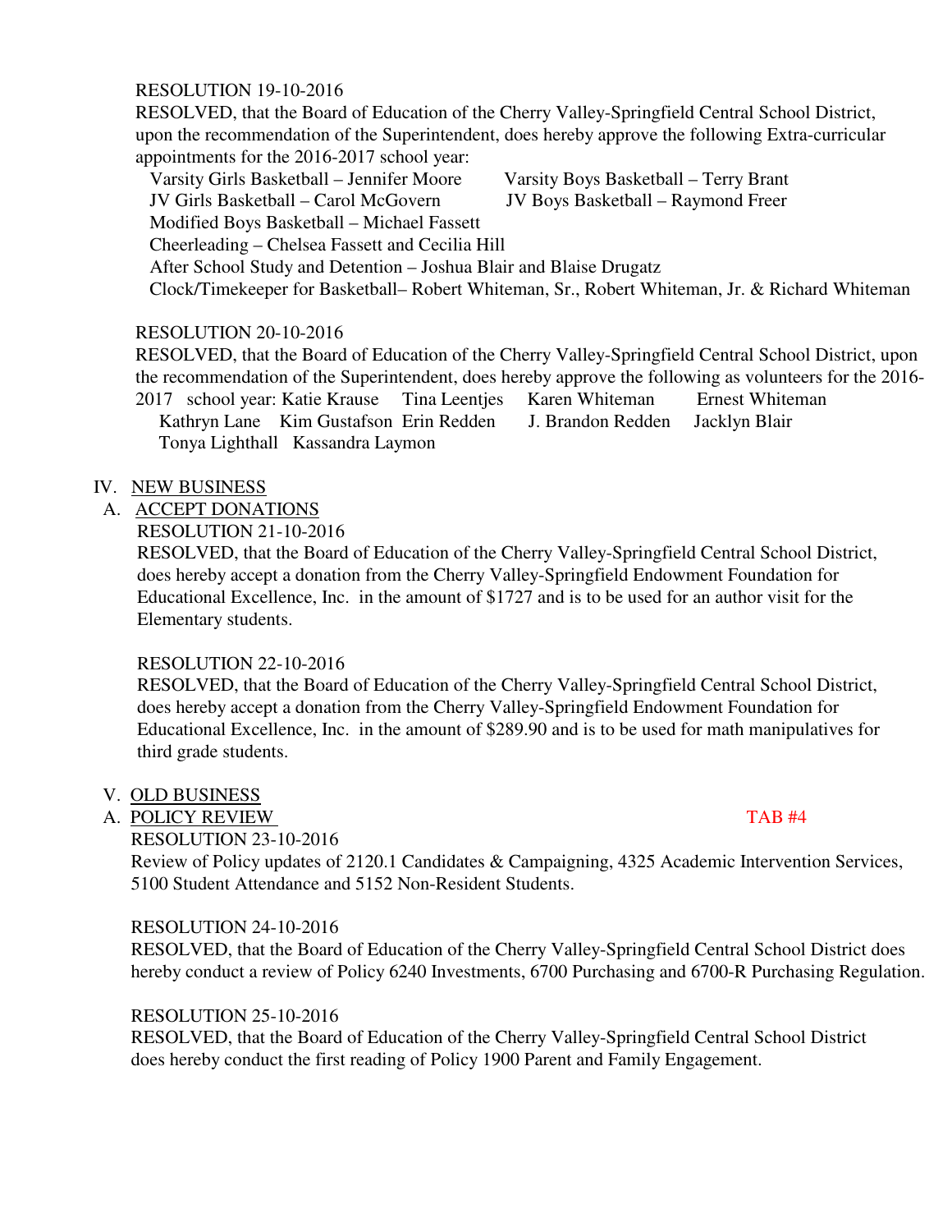RESOLUTION 19-10-2016

RESOLVED, that the Board of Education of the Cherry Valley-Springfield Central School District, upon the recommendation of the Superintendent, does hereby approve the following Extra-curricular appointments for the 2016-2017 school year:

Varsity Girls Basketball – Jennifer Moore  Varsity Boys Basketball – Terry Brant
JV Girls Basketball – Carol McGovern  JV Boys Basketball – Raymond Freer
Modified Boys Basketball – Michael Fassett
Cheerleading – Chelsea Fassett and Cecilia Hill
After School Study and Detention – Joshua Blair and Blaise Drugatz
Clock/Timekeeper for Basketball– Robert Whiteman, Sr., Robert Whiteman, Jr. & Richard Whiteman

RESOLUTION 20-10-2016

RESOLVED, that the Board of Education of the Cherry Valley-Springfield Central School District, upon the recommendation of the Superintendent, does hereby approve the following as volunteers for the 2016-2017 school year: Katie Krause  Tina Leentjes  Karen Whiteman  Ernest Whiteman
Kathryn Lane  Kim Gustafson  Erin Redden  J. Brandon Redden  Jacklyn Blair
Tonya Lighthall  Kassandra Laymon

IV. NEW BUSINESS

A. ACCEPT DONATIONS

RESOLUTION 21-10-2016

RESOLVED, that the Board of Education of the Cherry Valley-Springfield Central School District, does hereby accept a donation from the Cherry Valley-Springfield Endowment Foundation for Educational Excellence, Inc. in the amount of $1727 and is to be used for an author visit for the Elementary students.

RESOLUTION 22-10-2016

RESOLVED, that the Board of Education of the Cherry Valley-Springfield Central School District, does hereby accept a donation from the Cherry Valley-Springfield Endowment Foundation for Educational Excellence, Inc. in the amount of $289.90 and is to be used for math manipulatives for third grade students.

V. OLD BUSINESS

A. POLICY REVIEW  TAB #4

RESOLUTION 23-10-2016

Review of Policy updates of 2120.1 Candidates & Campaigning, 4325 Academic Intervention Services, 5100 Student Attendance and 5152 Non-Resident Students.

RESOLUTION 24-10-2016

RESOLVED, that the Board of Education of the Cherry Valley-Springfield Central School District does hereby conduct a review of Policy 6240 Investments, 6700 Purchasing and 6700-R Purchasing Regulation.

RESOLUTION 25-10-2016

RESOLVED, that the Board of Education of the Cherry Valley-Springfield Central School District does hereby conduct the first reading of Policy 1900 Parent and Family Engagement.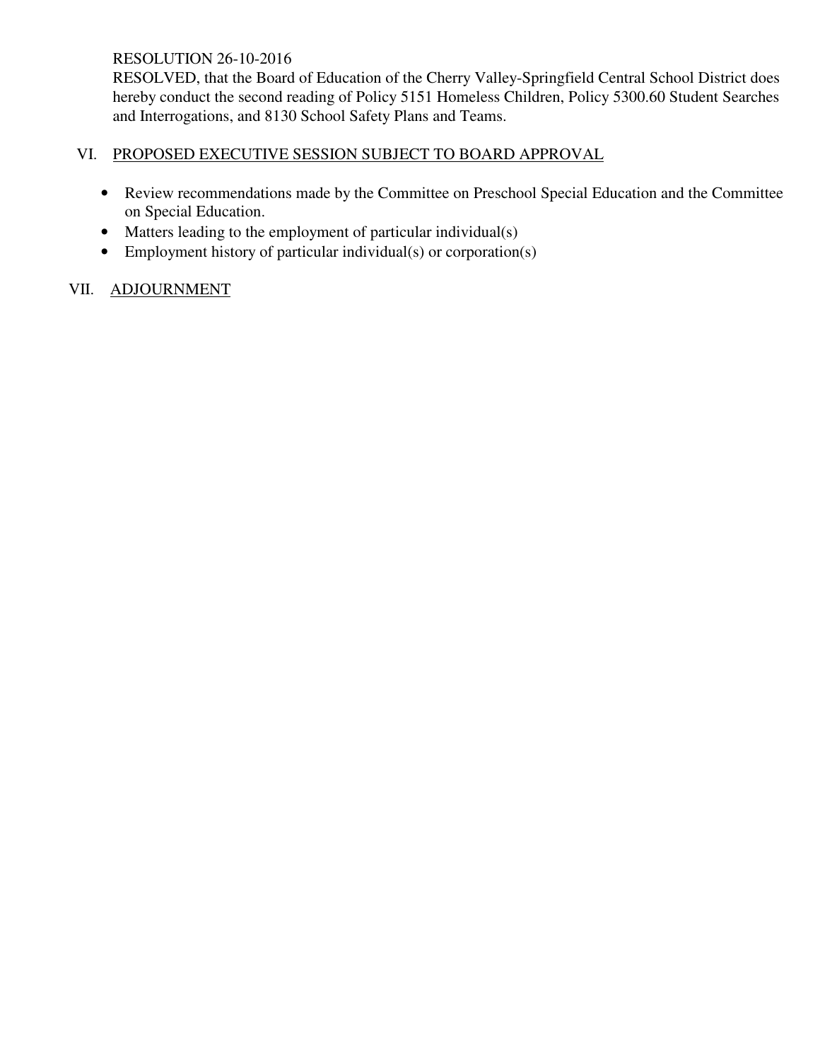RESOLUTION 26-10-2016

RESOLVED, that the Board of Education of the Cherry Valley-Springfield Central School District does hereby conduct the second reading of Policy 5151 Homeless Children, Policy 5300.60 Student Searches and Interrogations, and 8130 School Safety Plans and Teams.

## VI. PROPOSED EXECUTIVE SESSION SUBJECT TO BOARD APPROVAL

- Review recommendations made by the Committee on Preschool Special Education and the Committee on Special Education.
- Matters leading to the employment of particular individual(s)
- Employment history of particular individual(s) or corporation(s)

## VII. ADJOURNMENT